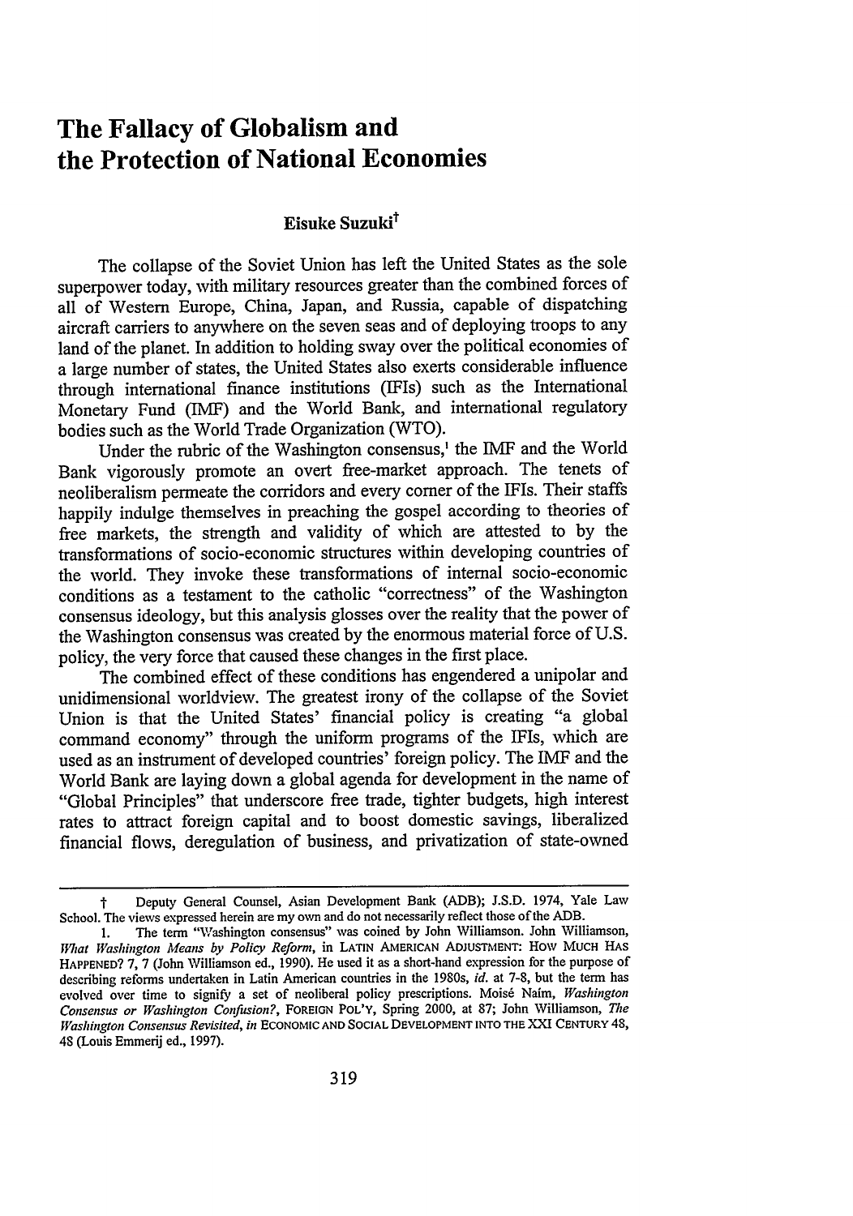# The Fallacy of Globalism and the Protection of National Economies

**Eisuke Suzuki**[†]

The collapse of the Soviet Union has left the United States as the sole superpower today, with military resources greater than the combined forces of all of Western Europe, China, Japan, and Russia, capable of dispatching aircraft carriers to anywhere on the seven seas and of deploying troops to any land of the planet. In addition to holding sway over the political economies of a large number of states, the United States also exerts considerable influence through international finance institutions (IFIs) such as the International Monetary Fund (IMF) and the World Bank, and international regulatory bodies such as the World Trade Organization (WTO).

Under the rubric of the Washington consensus,[1] the IMF and the World Bank vigorously promote an overt free-market approach. The tenets of neoliberalism permeate the corridors and every corner of the IFIs. Their staffs happily indulge themselves in preaching the gospel according to theories of free markets, the strength and validity of which are attested to by the transformations of socio-economic structures within developing countries of the world. They invoke these transformations of internal socio-economic conditions as a testament to the catholic "correctness" of the Washington consensus ideology, but this analysis glosses over the reality that the power of the Washington consensus was created by the enormous material force of U.S. policy, the very force that caused these changes in the first place.

The combined effect of these conditions has engendered a unipolar and unidimensional worldview. The greatest irony of the collapse of the Soviet Union is that the United States' financial policy is creating "a global command economy" through the uniform programs of the IFIs, which are used as an instrument of developed countries' foreign policy. The IMF and the World Bank are laying down a global agenda for development in the name of "Global Principles" that underscore free trade, tighter budgets, high interest rates to attract foreign capital and to boost domestic savings, liberalized financial flows, deregulation of business, and privatization of state-owned

---

† Deputy General Counsel, Asian Development Bank (ADB); J.S.D. 1974, Yale Law School. The views expressed herein are my own and do not necessarily reflect those of the ADB.

1. The term "Washington consensus" was coined by John Williamson. John Williamson, *What Washington Means by Policy Reform*, in LATIN AMERICAN ADJUSTMENT: HOW MUCH HAS HAPPENED? 7, 7 (John Williamson ed., 1990). He used it as a short-hand expression for the purpose of describing reforms undertaken in Latin American countries in the 1980s, *id.* at 7-8, but the term has evolved over time to signify a set of neoliberal policy prescriptions. Moisé Naím, *Washington Consensus or Washington Confusion?*, FOREIGN POL'Y, Spring 2000, at 87; John Williamson, *The Washington Consensus Revisited*, *in* ECONOMIC AND SOCIAL DEVELOPMENT INTO THE XXI CENTURY 48, 48 (Louis Emmerij ed., 1997).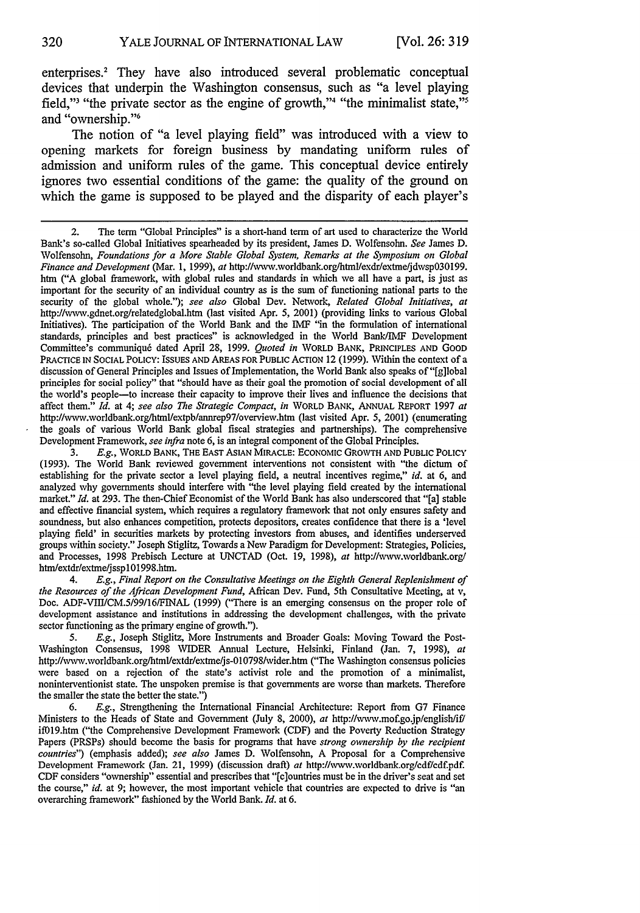enterprises.[2] They have also introduced several problematic conceptual devices that underpin the Washington consensus, such as "a level playing field,"[3] "the private sector as the engine of growth,"[4] "the minimalist state,"[5] and "ownership."[6]

The notion of "a level playing field" was introduced with a view to opening markets for foreign business by mandating uniform rules of admission and uniform rules of the game. This conceptual device entirely ignores two essential conditions of the game: the quality of the ground on which the game is supposed to be played and the disparity of each player's

---

2. The term "Global Principles" is a short-hand term of art used to characterize the World Bank's so-called Global Initiatives spearheaded by its president, James D. Wolfensohn. *See* James D. Wolfensohn, *Foundations for a More Stable Global System, Remarks at the Symposium on Global Finance and Development* (Mar. 1, 1999), *at* http://www.worldbank.org/html/exdr/extme/jdwsp030199.htm ("A global framework, with global rules and standards in which we all have a part, is just as important for the security of an individual country as is the sum of functioning national parts to the security of the global whole."); *see also* Global Dev. Network, *Related Global Initiatives*, *at* http://www.gdnet.org/relatedglobal.htm (last visited Apr. 5, 2001) (providing links to various Global Initiatives). The participation of the World Bank and the IMF "in the formulation of international standards, principles and best practices" is acknowledged in the World Bank/IMF Development Committee's communiqué dated April 28, 1999. *Quoted in* WORLD BANK, PRINCIPLES AND GOOD PRACTICE IN SOCIAL POLICY: ISSUES AND AREAS FOR PUBLIC ACTION 12 (1999). Within the context of a discussion of General Principles and Issues of Implementation, the World Bank also speaks of "[g]lobal principles for social policy" that "should have as their goal the promotion of social development of all the world's people—to increase their capacity to improve their lives and influence the decisions that affect them." *Id.* at 4; *see also The Strategic Compact*, *in* WORLD BANK, ANNUAL REPORT 1997 *at* http://www.worldbank.org/html/extpb/annrep97/overview.htm (last visited Apr. 5, 2001) (enumerating the goals of various World Bank global fiscal strategies and partnerships). The comprehensive Development Framework, *see infra* note 6, is an integral component of the Global Principles.

3. *E.g.*, WORLD BANK, THE EAST ASIAN MIRACLE: ECONOMIC GROWTH AND PUBLIC POLICY (1993). The World Bank reviewed government interventions not consistent with "the dictum of establishing for the private sector a level playing field, a neutral incentives regime," *id.* at 6, and analyzed why governments should interfere with "the level playing field created by the international market." *Id.* at 293. The then-Chief Economist of the World Bank has also underscored that "[a] stable and effective financial system, which requires a regulatory framework that not only ensures safety and soundness, but also enhances competition, protects depositors, creates confidence that there is a 'level playing field' in securities markets by protecting investors from abuses, and identifies underserved groups within society." Joseph Stiglitz, Towards a New Paradigm for Development: Strategies, Policies, and Processes, 1998 Prebisch Lecture at UNCTAD (Oct. 19, 1998), *at* http://www.worldbank.org/htm/extdr/extme/jssp101998.htm.

4. *E.g.*, *Final Report on the Consultative Meetings on the Eighth General Replenishment of the Resources of the African Development Fund*, African Dev. Fund, 5th Consultative Meeting, at v, Doc. ADF-VIII/CM.5/99/16/FINAL (1999) ("There is an emerging consensus on the proper role of development assistance and institutions in addressing the development challenges, with the private sector functioning as the primary engine of growth.").

5. *E.g.*, Joseph Stiglitz, More Instruments and Broader Goals: Moving Toward the Post-Washington Consensus, 1998 WIDER Annual Lecture, Helsinki, Finland (Jan. 7, 1998), *at* http://www.worldbank.org/html/extdr/extme/js-010798/wider.htm ("The Washington consensus policies were based on a rejection of the state's activist role and the promotion of a minimalist, noninterventionist state. The unspoken premise is that governments are worse than markets. Therefore the smaller the state the better the state.")

6. *E.g.*, Strengthening the International Financial Architecture: Report from G7 Finance Ministers to the Heads of State and Government (July 8, 2000), *at* http://www.mof.go.jp/english/if/if019.htm ("the Comprehensive Development Framework (CDF) and the Poverty Reduction Strategy Papers (PRSPs) should become the basis for programs that have *strong ownership by the recipient countries*") (emphasis added); *see also* James D. Wolfensohn, A Proposal for a Comprehensive Development Framework (Jan. 21, 1999) (discussion draft) *at* http://www.worldbank.org/cdf/cdf.pdf. CDF considers "ownership" essential and prescribes that "[c]ountries must be in the driver's seat and set the course," *id.* at 9; however, the most important vehicle that countries are expected to drive is "an overarching framework" fashioned by the World Bank. *Id.* at 6.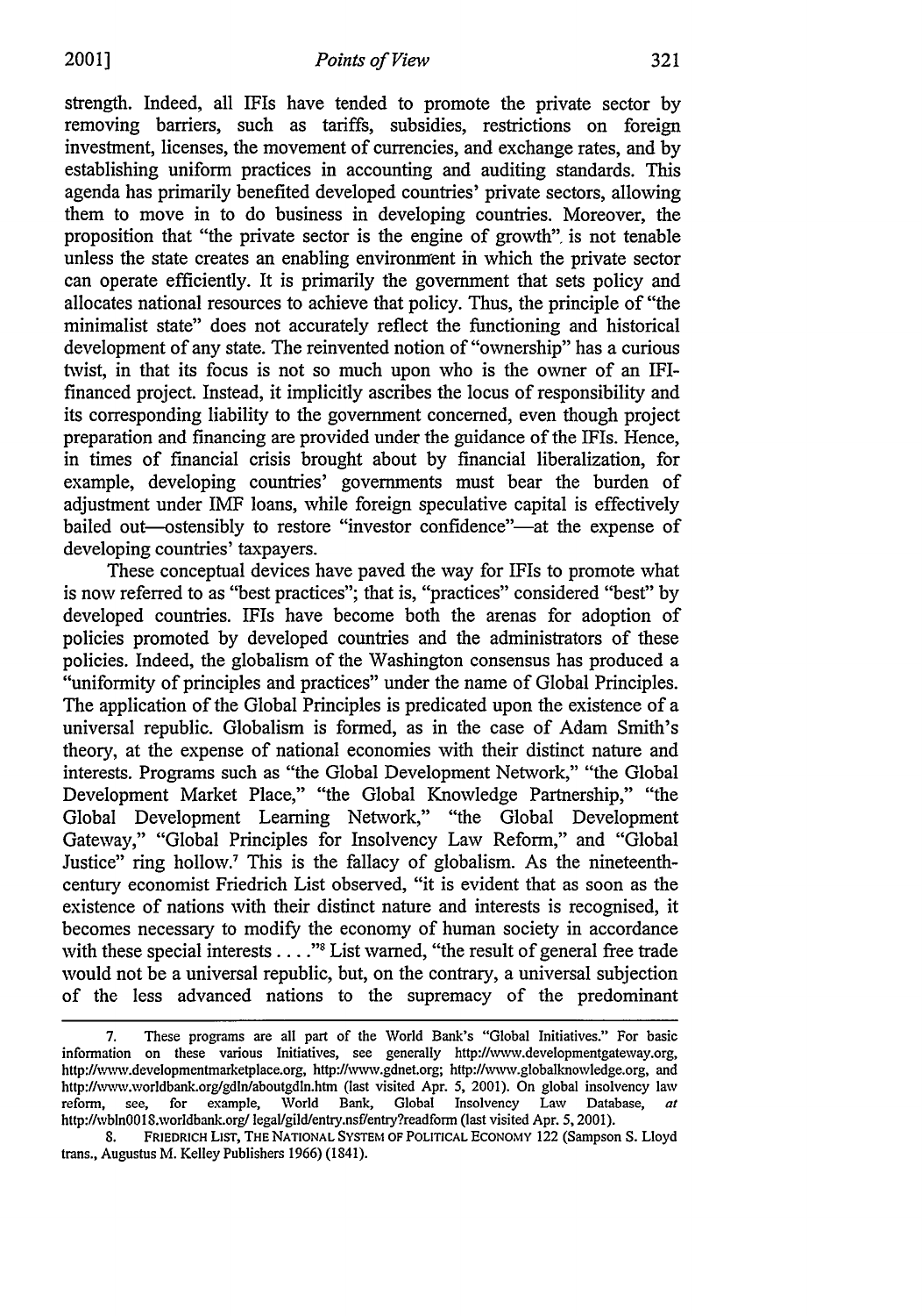strength. Indeed, all IFIs have tended to promote the private sector by removing barriers, such as tariffs, subsidies, restrictions on foreign investment, licenses, the movement of currencies, and exchange rates, and by establishing uniform practices in accounting and auditing standards. This agenda has primarily benefited developed countries' private sectors, allowing them to move in to do business in developing countries. Moreover, the proposition that "the private sector is the engine of growth" is not tenable unless the state creates an enabling environment in which the private sector can operate efficiently. It is primarily the government that sets policy and allocates national resources to achieve that policy. Thus, the principle of "the minimalist state" does not accurately reflect the functioning and historical development of any state. The reinvented notion of "ownership" has a curious twist, in that its focus is not so much upon who is the owner of an IFI-financed project. Instead, it implicitly ascribes the locus of responsibility and its corresponding liability to the government concerned, even though project preparation and financing are provided under the guidance of the IFIs. Hence, in times of financial crisis brought about by financial liberalization, for example, developing countries' governments must bear the burden of adjustment under IMF loans, while foreign speculative capital is effectively bailed out—ostensibly to restore "investor confidence"—at the expense of developing countries' taxpayers.

These conceptual devices have paved the way for IFIs to promote what is now referred to as "best practices"; that is, "practices" considered "best" by developed countries. IFIs have become both the arenas for adoption of policies promoted by developed countries and the administrators of these policies. Indeed, the globalism of the Washington consensus has produced a "uniformity of principles and practices" under the name of Global Principles. The application of the Global Principles is predicated upon the existence of a universal republic. Globalism is formed, as in the case of Adam Smith's theory, at the expense of national economies with their distinct nature and interests. Programs such as "the Global Development Network," "the Global Development Market Place," "the Global Knowledge Partnership," "the Global Development Learning Network," "the Global Development Gateway," "Global Principles for Insolvency Law Reform," and "Global Justice" ring hollow.[7] This is the fallacy of globalism. As the nineteenth-century economist Friedrich List observed, "it is evident that as soon as the existence of nations with their distinct nature and interests is recognised, it becomes necessary to modify the economy of human society in accordance with these special interests . . . ."[8] List warned, "the result of general free trade would not be a universal republic, but, on the contrary, a universal subjection of the less advanced nations to the supremacy of the predominant

---

7. These programs are all part of the World Bank's "Global Initiatives." For basic information on these various Initiatives, see generally http://www.developmentgateway.org, http://www.developmentmarketplace.org, http://www.gdnet.org; http://www.globalknowledge.org, and http://www.worldbank.org/gdln/aboutgdln.htm (last visited Apr. 5, 2001). On global insolvency law reform, see, for example, World Bank, Global Insolvency Law Database, *at* http://wbln0018.worldbank.org/ legal/gild/entry.nsf/entry?readform (last visited Apr. 5, 2001).

8. FRIEDRICH LIST, THE NATIONAL SYSTEM OF POLITICAL ECONOMY 122 (Sampson S. Lloyd trans., Augustus M. Kelley Publishers 1966) (1841).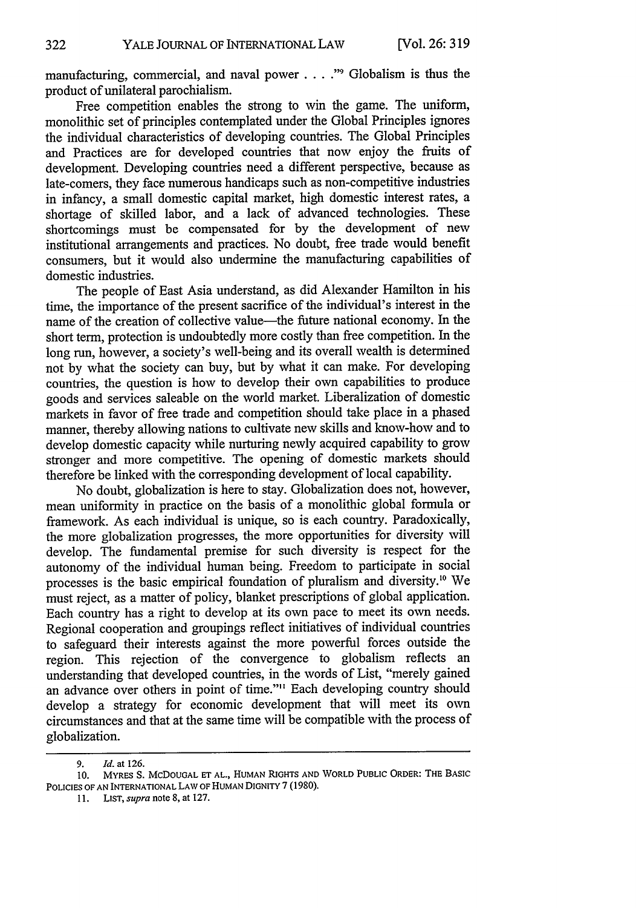manufacturing, commercial, and naval power . . . ."[9] Globalism is thus the product of unilateral parochialism.

Free competition enables the strong to win the game. The uniform, monolithic set of principles contemplated under the Global Principles ignores the individual characteristics of developing countries. The Global Principles and Practices are for developed countries that now enjoy the fruits of development. Developing countries need a different perspective, because as late-comers, they face numerous handicaps such as non-competitive industries in infancy, a small domestic capital market, high domestic interest rates, a shortage of skilled labor, and a lack of advanced technologies. These shortcomings must be compensated for by the development of new institutional arrangements and practices. No doubt, free trade would benefit consumers, but it would also undermine the manufacturing capabilities of domestic industries.

The people of East Asia understand, as did Alexander Hamilton in his time, the importance of the present sacrifice of the individual's interest in the name of the creation of collective value—the future national economy. In the short term, protection is undoubtedly more costly than free competition. In the long run, however, a society's well-being and its overall wealth is determined not by what the society can buy, but by what it can make. For developing countries, the question is how to develop their own capabilities to produce goods and services saleable on the world market. Liberalization of domestic markets in favor of free trade and competition should take place in a phased manner, thereby allowing nations to cultivate new skills and know-how and to develop domestic capacity while nurturing newly acquired capability to grow stronger and more competitive. The opening of domestic markets should therefore be linked with the corresponding development of local capability.

No doubt, globalization is here to stay. Globalization does not, however, mean uniformity in practice on the basis of a monolithic global formula or framework. As each individual is unique, so is each country. Paradoxically, the more globalization progresses, the more opportunities for diversity will develop. The fundamental premise for such diversity is respect for the autonomy of the individual human being. Freedom to participate in social processes is the basic empirical foundation of pluralism and diversity.[10] We must reject, as a matter of policy, blanket prescriptions of global application. Each country has a right to develop at its own pace to meet its own needs. Regional cooperation and groupings reflect initiatives of individual countries to safeguard their interests against the more powerful forces outside the region. This rejection of the convergence to globalism reflects an understanding that developed countries, in the words of List, "merely gained an advance over others in point of time."[11] Each developing country should develop a strategy for economic development that will meet its own circumstances and that at the same time will be compatible with the process of globalization.

---

9. *Id.* at 126.

10. MYRES S. MCDOUGAL ET AL., HUMAN RIGHTS AND WORLD PUBLIC ORDER: THE BASIC POLICIES OF AN INTERNATIONAL LAW OF HUMAN DIGNITY 7 (1980).

11. LIST, *supra* note 8, at 127.